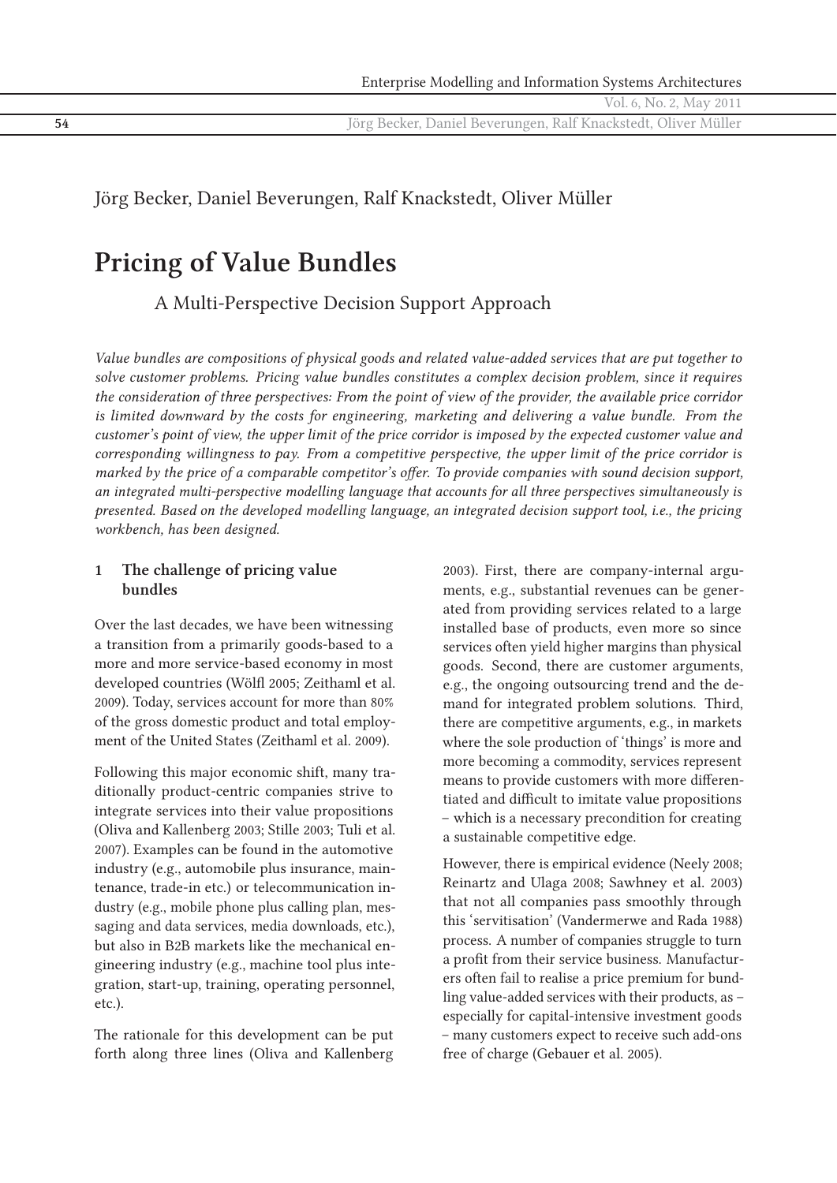Jörg Becker, Daniel Beverungen, Ralf Knackstedt, Oliver Müller

# Pricing of Value Bundles

## A Multi-Perspective Decision Support Approach

*Value bundles are compositions of physical goods and related value-added services that are put together to solve customer problems. Pricing value bundles constitutes a complex decision problem, since it requires the consideration of three perspectives: From the point of view of the provider, the available price corridor is limited downward by the costs for engineering, marketing and delivering a value bundle. From the customer's point of view, the upper limit of the price corridor is imposed by the expected customer value and corresponding willingness to pay. From a competitive perspective, the upper limit of the price corridor is marked by the price of a comparable competitor's offer. To provide companies with sound decision support, an integrated multi-perspective modelling language that accounts for all three perspectives simultaneously is presented. Based on the developed modelling language, an integrated decision support tool, i.e., the pricing workbench, has been designed.*

## 1 The challenge of pricing value bundles

Over the last decades, we have been witnessing a transition from a primarily goods-based to a more and more service-based economy in most developed countries (Wölfl 2005; Zeithaml et al. 2009). Today, services account for more than 80% of the gross domestic product and total employment of the United States (Zeithaml et al. 2009).

Following this major economic shift, many traditionally product-centric companies strive to integrate services into their value propositions (Oliva and Kallenberg 2003; Stille 2003; Tuli et al. 2007). Examples can be found in the automotive industry (e.g., automobile plus insurance, maintenance, trade-in etc.) or telecommunication industry (e.g., mobile phone plus calling plan, messaging and data services, media downloads, etc.), but also in B2B markets like the mechanical engineering industry (e.g., machine tool plus integration, start-up, training, operating personnel, etc.).

The rationale for this development can be put forth along three lines (Oliva and Kallenberg 2003). First, there are company-internal arguments, e.g., substantial revenues can be generated from providing services related to a large installed base of products, even more so since services often yield higher margins than physical goods. Second, there are customer arguments, e.g., the ongoing outsourcing trend and the demand for integrated problem solutions. Third, there are competitive arguments, e.g., in markets where the sole production of 'things' is more and more becoming a commodity, services represent means to provide customers with more differentiated and difficult to imitate value propositions – which is a necessary precondition for creating a sustainable competitive edge.

However, there is empirical evidence (Neely 2008; Reinartz and Ulaga 2008; Sawhney et al. 2003) that not all companies pass smoothly through this 'servitisation' (Vandermerwe and Rada 1988) process. A number of companies struggle to turn a profit from their service business. Manufacturers often fail to realise a price premium for bundling value-added services with their products, as – especially for capital-intensive investment goods – many customers expect to receive such add-ons free of charge (Gebauer et al. 2005).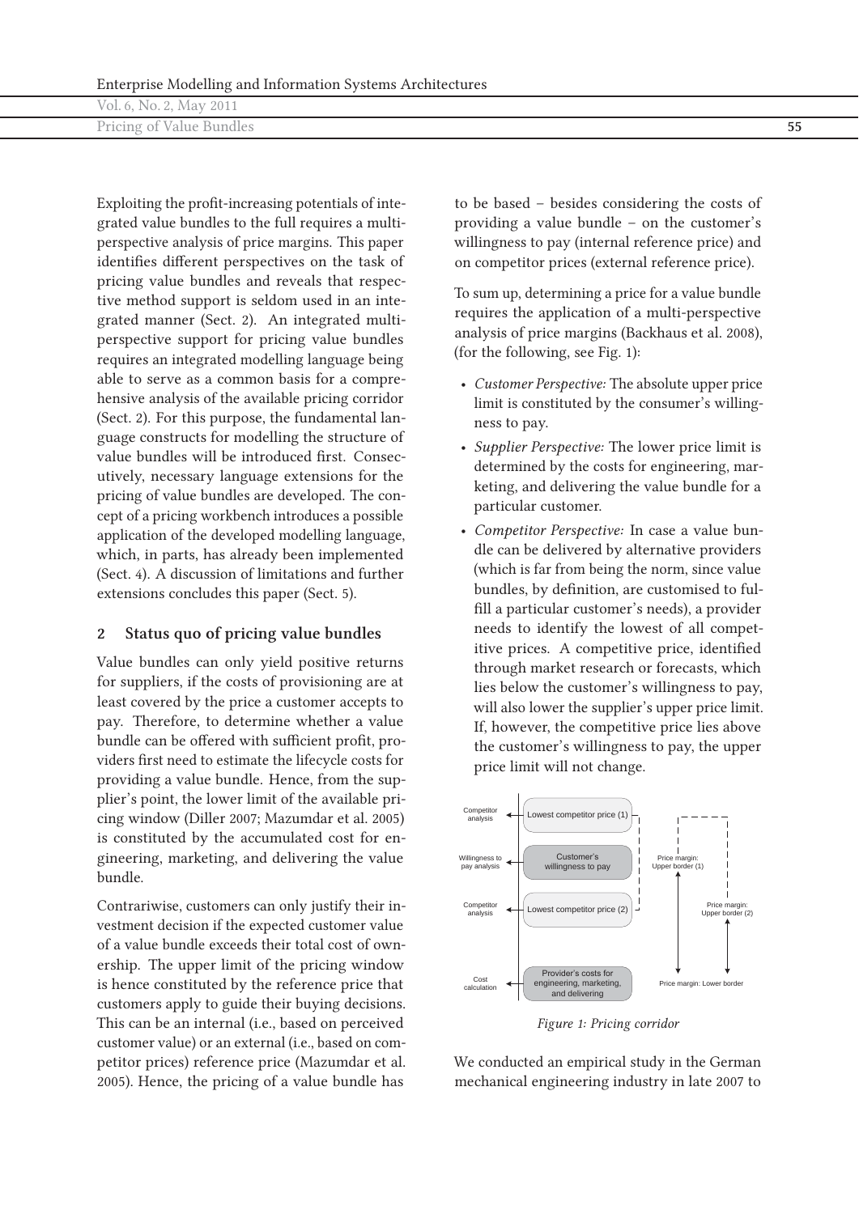Exploiting the profit-increasing potentials of integrated value bundles to the full requires a multi-perspective analysis of price margins. This paper identifies different perspectives on the task of pricing value bundles and reveals that respective method support is seldom used in an integrated manner (Sect. 2). An integrated multi-perspective support for pricing value bundles requires an integrated modelling language being able to serve as a common basis for a comprehensive analysis of the available pricing corridor (Sect. 2). For this purpose, the fundamental language constructs for modelling the structure of value bundles will be introduced first. Consecutively, necessary language extensions for the pricing of value bundles are developed. The concept of a pricing workbench introduces a possible application of the developed modelling language, which, in parts, has already been implemented (Sect. 4). A discussion of limitations and further extensions concludes this paper (Sect. 5).

## 2 Status quo of pricing value bundles

Value bundles can only yield positive returns for suppliers, if the costs of provisioning are at least covered by the price a customer accepts to pay. Therefore, to determine whether a value bundle can be offered with sufficient profit, providers first need to estimate the lifecycle costs for providing a value bundle. Hence, from the supplier's point, the lower limit of the available pricing window (Diller 2007; Mazumdar et al. 2005) is constituted by the accumulated cost for engineering, marketing, and delivering the value bundle.

Contrariwise, customers can only justify their investment decision if the expected customer value of a value bundle exceeds their total cost of ownership. The upper limit of the pricing window is hence constituted by the reference price that customers apply to guide their buying decisions. This can be an internal (i.e., based on perceived customer value) or an external (i.e., based on competitor prices) reference price (Mazumdar et al. 2005). Hence, the pricing of a value bundle has to be based – besides considering the costs of providing a value bundle – on the customer's willingness to pay (internal reference price) and on competitor prices (external reference price).

To sum up, determining a price for a value bundle requires the application of a multi-perspective analysis of price margins (Backhaus et al. 2008), (for the following, see Fig. 1):

- *Customer Perspective:* The absolute upper price limit is constituted by the consumer's willingness to pay.
- *Supplier Perspective:* The lower price limit is determined by the costs for engineering, marketing, and delivering the value bundle for a particular customer.
- *Competitor Perspective:* In case a value bundle can be delivered by alternative providers (which is far from being the norm, since value bundles, by definition, are customised to fulfill a particular customer's needs), a provider needs to identify the lowest of all competitive prices. A competitive price, identified through market research or forecasts, which lies below the customer's willingness to pay, will also lower the supplier's upper price limit. If, however, the competitive price lies above the customer's willingness to pay, the upper price limit will not change.

*Figure 1: Pricing corridor*

We conducted an empirical study in the German mechanical engineering industry in late 2007 to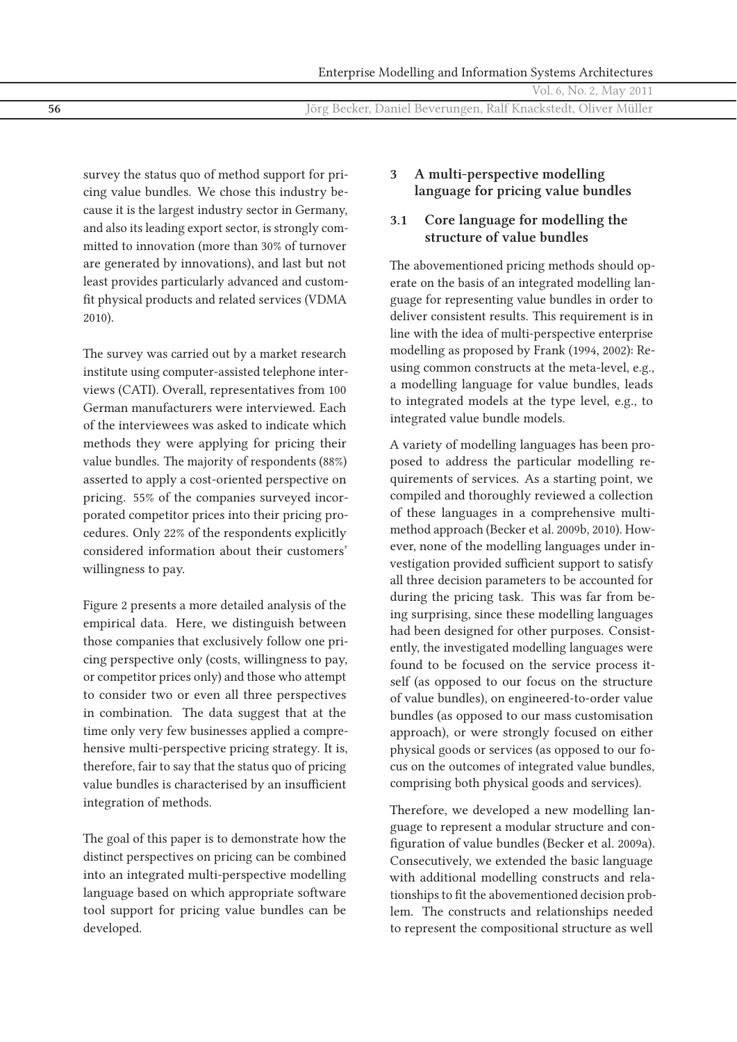survey the status quo of method support for pricing value bundles. We chose this industry because it is the largest industry sector in Germany, and also its leading export sector, is strongly committed to innovation (more than 30% of turnover are generated by innovations), and last but not least provides particularly advanced and custom-fit physical products and related services (VDMA 2010).

The survey was carried out by a market research institute using computer-assisted telephone interviews (CATI). Overall, representatives from 100 German manufacturers were interviewed. Each of the interviewees was asked to indicate which methods they were applying for pricing their value bundles. The majority of respondents (88%) asserted to apply a cost-oriented perspective on pricing. 55% of the companies surveyed incorporated competitor prices into their pricing procedures. Only 22% of the respondents explicitly considered information about their customers' willingness to pay.

Figure 2 presents a more detailed analysis of the empirical data. Here, we distinguish between those companies that exclusively follow one pricing perspective only (costs, willingness to pay, or competitor prices only) and those who attempt to consider two or even all three perspectives in combination. The data suggest that at the time only very few businesses applied a comprehensive multi-perspective pricing strategy. It is, therefore, fair to say that the status quo of pricing value bundles is characterised by an insufficient integration of methods.

The goal of this paper is to demonstrate how the distinct perspectives on pricing can be combined into an integrated multi-perspective modelling language based on which appropriate software tool support for pricing value bundles can be developed.

## 3 A multi-perspective modelling language for pricing value bundles

### 3.1 Core language for modelling the structure of value bundles

The abovementioned pricing methods should operate on the basis of an integrated modelling language for representing value bundles in order to deliver consistent results. This requirement is in line with the idea of multi-perspective enterprise modelling as proposed by Frank (1994, 2002): Reusing common constructs at the meta-level, e.g., a modelling language for value bundles, leads to integrated models at the type level, e.g., to integrated value bundle models.

A variety of modelling languages has been proposed to address the particular modelling requirements of services. As a starting point, we compiled and thoroughly reviewed a collection of these languages in a comprehensive multi-method approach (Becker et al. 2009b, 2010). However, none of the modelling languages under investigation provided sufficient support to satisfy all three decision parameters to be accounted for during the pricing task. This was far from being surprising, since these modelling languages had been designed for other purposes. Consistently, the investigated modelling languages were found to be focused on the service process itself (as opposed to our focus on the structure of value bundles), on engineered-to-order value bundles (as opposed to our mass customisation approach), or were strongly focused on either physical goods or services (as opposed to our focus on the outcomes of integrated value bundles, comprising both physical goods and services).

Therefore, we developed a new modelling language to represent a modular structure and configuration of value bundles (Becker et al. 2009a). Consecutively, we extended the basic language with additional modelling constructs and relationships to fit the abovementioned decision problem. The constructs and relationships needed to represent the compositional structure as well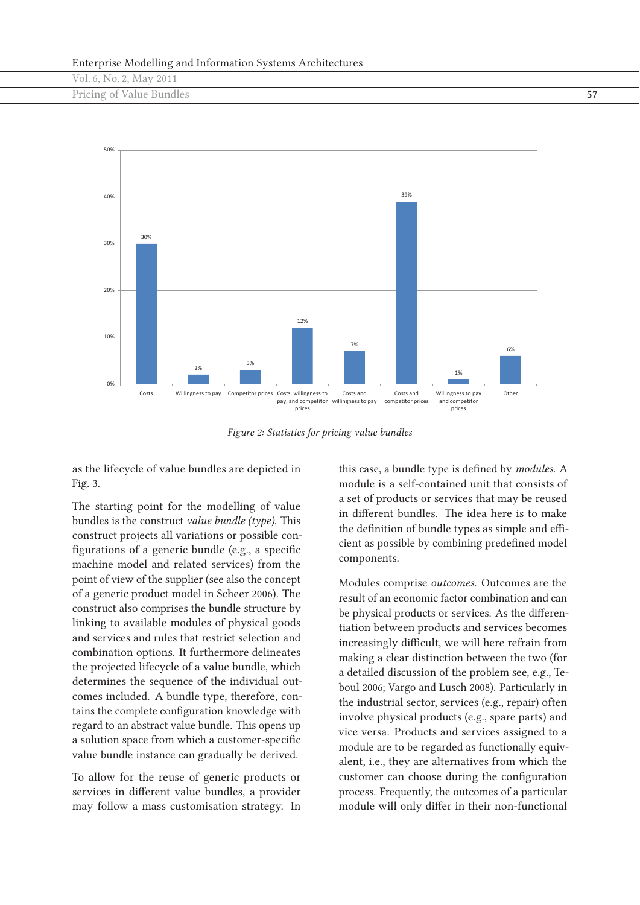*Figure 2: Statistics for pricing value bundles*

as the lifecycle of value bundles are depicted in Fig. 3.

The starting point for the modelling of value bundles is the construct *value bundle (type)*. This construct projects all variations or possible configurations of a generic bundle (e.g., a specific machine model and related services) from the point of view of the supplier (see also the concept of a generic product model in Scheer 2006). The construct also comprises the bundle structure by linking to available modules of physical goods and services and rules that restrict selection and combination options. It furthermore delineates the projected lifecycle of a value bundle, which determines the sequence of the individual outcomes included. A bundle type, therefore, contains the complete configuration knowledge with regard to an abstract value bundle. This opens up a solution space from which a customer-specific value bundle instance can gradually be derived.

To allow for the reuse of generic products or services in different value bundles, a provider may follow a mass customisation strategy. In this case, a bundle type is defined by *modules*. A module is a self-contained unit that consists of a set of products or services that may be reused in different bundles. The idea here is to make the definition of bundle types as simple and efficient as possible by combining predefined model components.

Modules comprise *outcomes*. Outcomes are the result of an economic factor combination and can be physical products or services. As the differentiation between products and services becomes increasingly difficult, we will here refrain from making a clear distinction between the two (for a detailed discussion of the problem see, e.g., Teboul 2006; Vargo and Lusch 2008). Particularly in the industrial sector, services (e.g., repair) often involve physical products (e.g., spare parts) and vice versa. Products and services assigned to a module are to be regarded as functionally equivalent, i.e., they are alternatives from which the customer can choose during the configuration process. Frequently, the outcomes of a particular module will only differ in their non-functional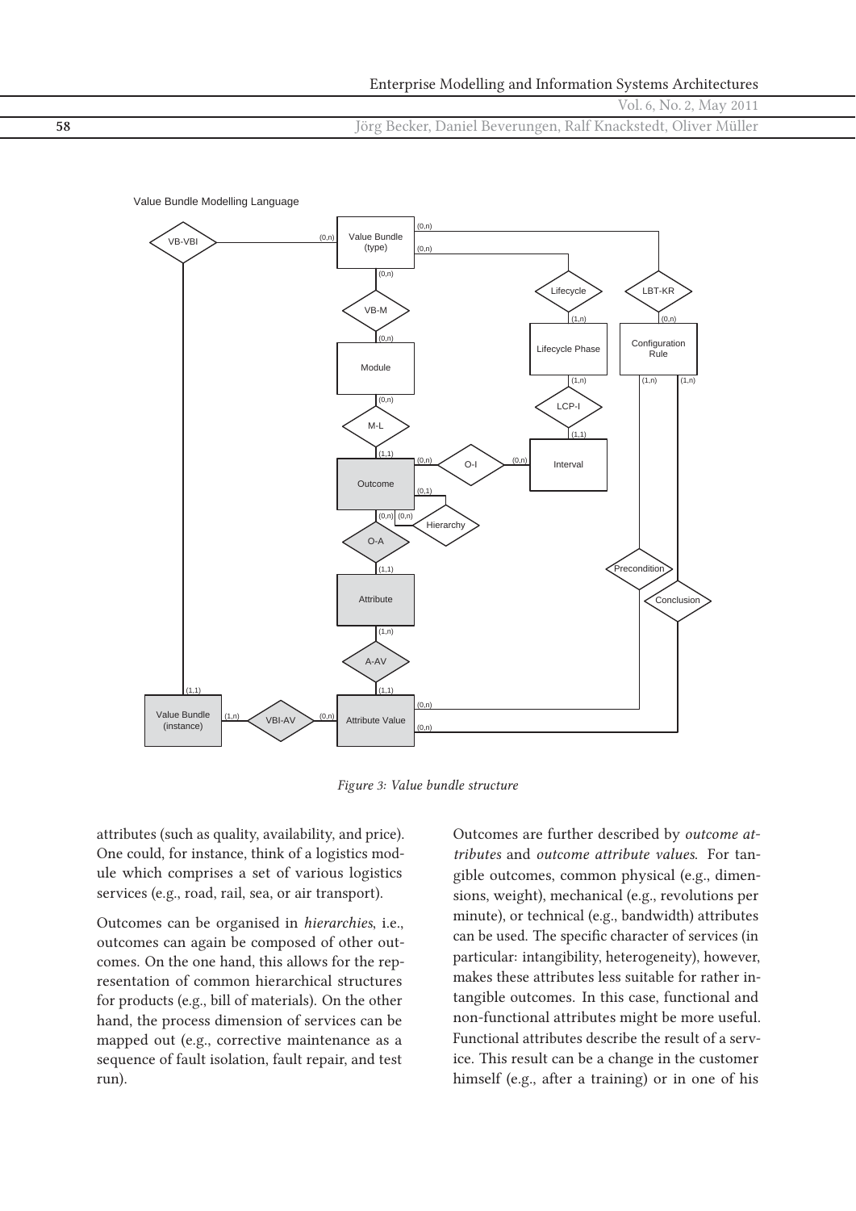Figure 3: Value bundle structure

attributes (such as quality, availability, and price). One could, for instance, think of a logistics module which comprises a set of various logistics services (e.g., road, rail, sea, or air transport).

Outcomes can be organised in *hierarchies*, i.e., outcomes can again be composed of other outcomes. On the one hand, this allows for the representation of common hierarchical structures for products (e.g., bill of materials). On the other hand, the process dimension of services can be mapped out (e.g., corrective maintenance as a sequence of fault isolation, fault repair, and test run).

Outcomes are further described by *outcome attributes* and *outcome attribute values*. For tangible outcomes, common physical (e.g., dimensions, weight), mechanical (e.g., revolutions per minute), or technical (e.g., bandwidth) attributes can be used. The specific character of services (in particular: intangibility, heterogeneity), however, makes these attributes less suitable for rather intangible outcomes. In this case, functional and non-functional attributes might be more useful. Functional attributes describe the result of a service. This result can be a change in the customer himself (e.g., after a training) or in one of his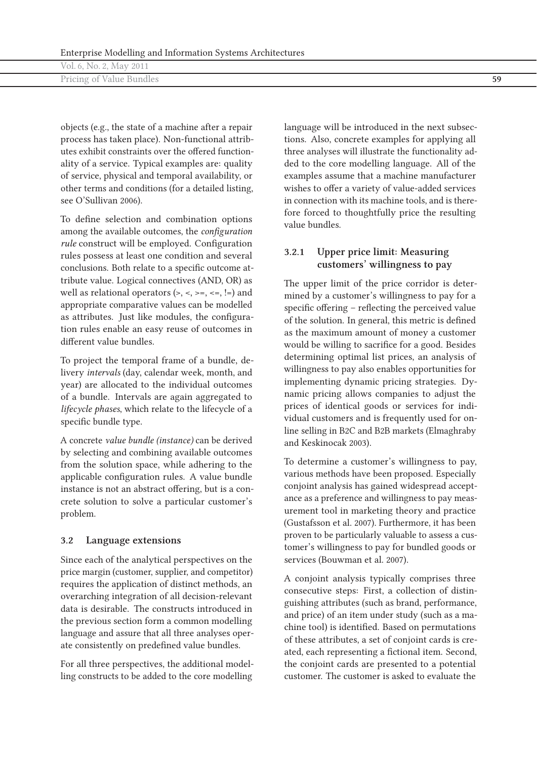objects (e.g., the state of a machine after a repair process has taken place). Non-functional attributes exhibit constraints over the offered functionality of a service. Typical examples are: quality of service, physical and temporal availability, or other terms and conditions (for a detailed listing, see O'Sullivan 2006).

To define selection and combination options among the available outcomes, the *configuration rule* construct will be employed. Configuration rules possess at least one condition and several conclusions. Both relate to a specific outcome attribute value. Logical connectives (AND, OR) as well as relational operators (>, <, >=, <=, !=) and appropriate comparative values can be modelled as attributes. Just like modules, the configuration rules enable an easy reuse of outcomes in different value bundles.

To project the temporal frame of a bundle, delivery *intervals* (day, calendar week, month, and year) are allocated to the individual outcomes of a bundle. Intervals are again aggregated to *lifecycle phases*, which relate to the lifecycle of a specific bundle type.

A concrete *value bundle (instance)* can be derived by selecting and combining available outcomes from the solution space, while adhering to the applicable configuration rules. A value bundle instance is not an abstract offering, but is a concrete solution to solve a particular customer's problem.

### 3.2 Language extensions

Since each of the analytical perspectives on the price margin (customer, supplier, and competitor) requires the application of distinct methods, an overarching integration of all decision-relevant data is desirable. The constructs introduced in the previous section form a common modelling language and assure that all three analyses operate consistently on predefined value bundles.

For all three perspectives, the additional modelling constructs to be added to the core modelling language will be introduced in the next subsections. Also, concrete examples for applying all three analyses will illustrate the functionality added to the core modelling language. All of the examples assume that a machine manufacturer wishes to offer a variety of value-added services in connection with its machine tools, and is therefore forced to thoughtfully price the resulting value bundles.

#### 3.2.1 Upper price limit: Measuring customers' willingness to pay

The upper limit of the price corridor is determined by a customer's willingness to pay for a specific offering – reflecting the perceived value of the solution. In general, this metric is defined as the maximum amount of money a customer would be willing to sacrifice for a good. Besides determining optimal list prices, an analysis of willingness to pay also enables opportunities for implementing dynamic pricing strategies. Dynamic pricing allows companies to adjust the prices of identical goods or services for individual customers and is frequently used for online selling in B2C and B2B markets (Elmaghraby and Keskinocak 2003).

To determine a customer's willingness to pay, various methods have been proposed. Especially conjoint analysis has gained widespread acceptance as a preference and willingness to pay measurement tool in marketing theory and practice (Gustafsson et al. 2007). Furthermore, it has been proven to be particularly valuable to assess a customer's willingness to pay for bundled goods or services (Bouwman et al. 2007).

A conjoint analysis typically comprises three consecutive steps: First, a collection of distinguishing attributes (such as brand, performance, and price) of an item under study (such as a machine tool) is identified. Based on permutations of these attributes, a set of conjoint cards is created, each representing a fictional item. Second, the conjoint cards are presented to a potential customer. The customer is asked to evaluate the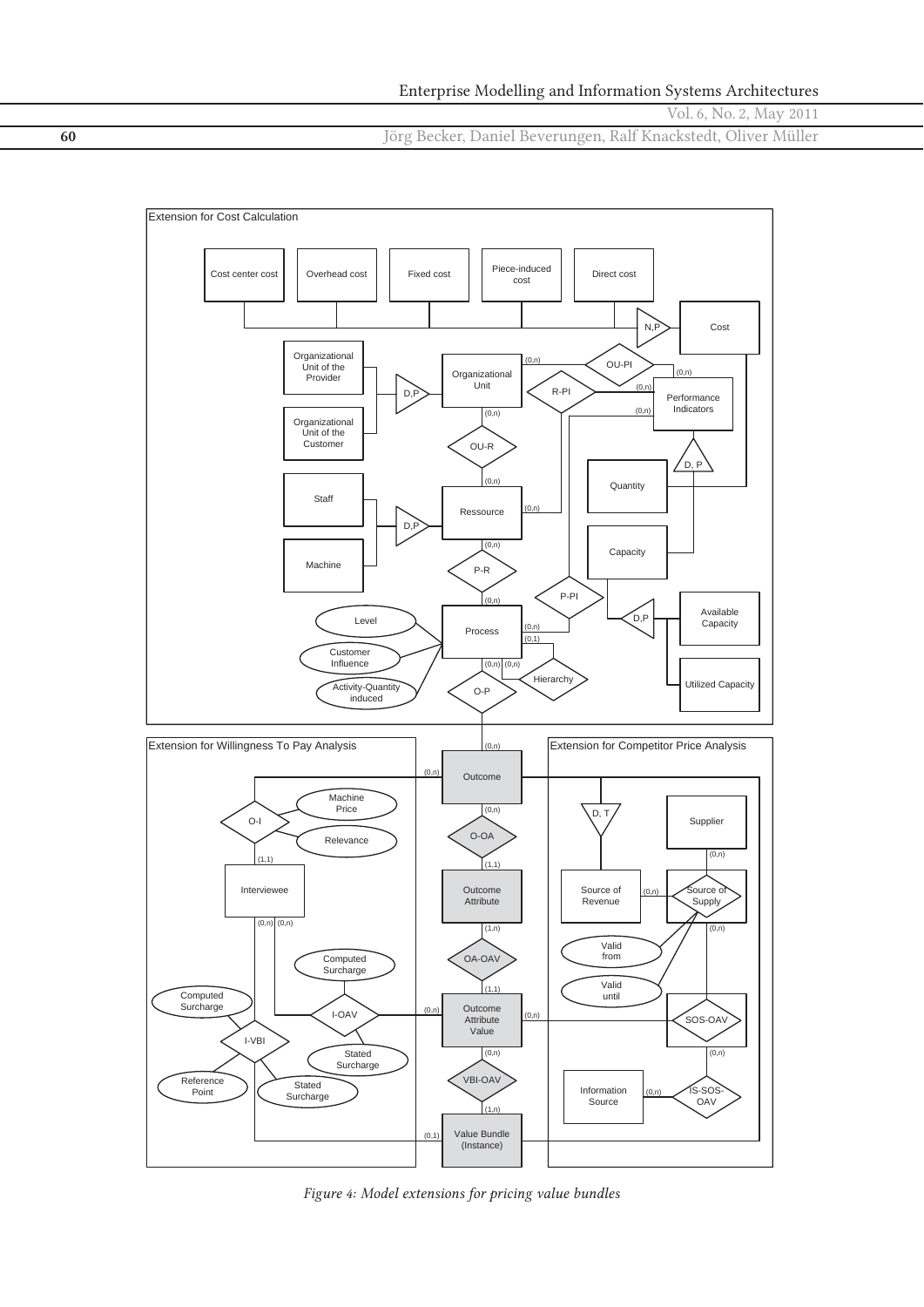*Figure 4: Model extensions for pricing value bundles*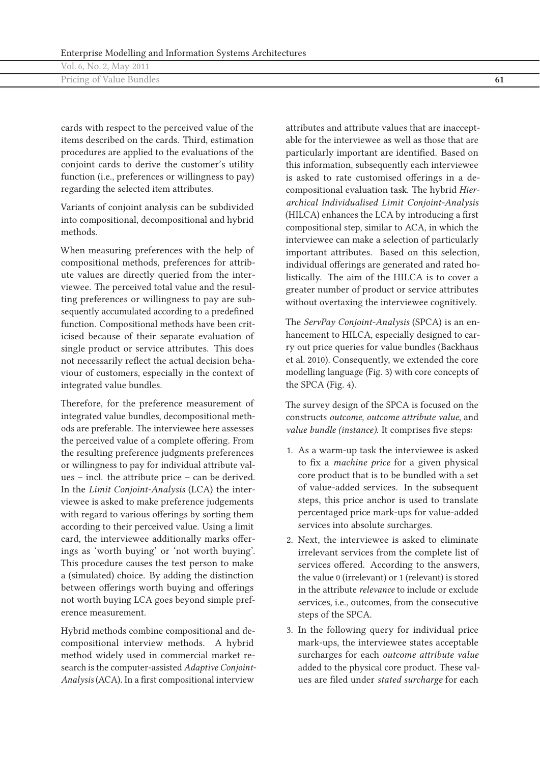cards with respect to the perceived value of the items described on the cards. Third, estimation procedures are applied to the evaluations of the conjoint cards to derive the customer's utility function (i.e., preferences or willingness to pay) regarding the selected item attributes.

Variants of conjoint analysis can be subdivided into compositional, decompositional and hybrid methods.

When measuring preferences with the help of compositional methods, preferences for attribute values are directly queried from the interviewee. The perceived total value and the resulting preferences or willingness to pay are subsequently accumulated according to a predefined function. Compositional methods have been criticised because of their separate evaluation of single product or service attributes. This does not necessarily reflect the actual decision behaviour of customers, especially in the context of integrated value bundles.

Therefore, for the preference measurement of integrated value bundles, decompositional methods are preferable. The interviewee here assesses the perceived value of a complete offering. From the resulting preference judgments preferences or willingness to pay for individual attribute values – incl. the attribute price – can be derived. In the *Limit Conjoint-Analysis* (LCA) the interviewee is asked to make preference judgements with regard to various offerings by sorting them according to their perceived value. Using a limit card, the interviewee additionally marks offerings as 'worth buying' or 'not worth buying'. This procedure causes the test person to make a (simulated) choice. By adding the distinction between offerings worth buying and offerings not worth buying LCA goes beyond simple preference measurement.

Hybrid methods combine compositional and decompositional interview methods. A hybrid method widely used in commercial market research is the computer-assisted *Adaptive Conjoint-Analysis* (ACA). In a first compositional interview attributes and attribute values that are inacceptable for the interviewee as well as those that are particularly important are identified. Based on this information, subsequently each interviewee is asked to rate customised offerings in a decompositional evaluation task. The hybrid *Hierarchical Individualised Limit Conjoint-Analysis* (HILCA) enhances the LCA by introducing a first compositional step, similar to ACA, in which the interviewee can make a selection of particularly important attributes. Based on this selection, individual offerings are generated and rated holistically. The aim of the HILCA is to cover a greater number of product or service attributes without overtaxing the interviewee cognitively.

The *ServPay Conjoint-Analysis* (SPCA) is an enhancement to HILCA, especially designed to carry out price queries for value bundles (Backhaus et al. 2010). Consequently, we extended the core modelling language (Fig. 3) with core concepts of the SPCA (Fig. 4).

The survey design of the SPCA is focused on the constructs *outcome, outcome attribute value*, and *value bundle (instance)*. It comprises five steps:

1. As a warm-up task the interviewee is asked to fix a *machine price* for a given physical core product that is to be bundled with a set of value-added services. In the subsequent steps, this price anchor is used to translate percentaged price mark-ups for value-added services into absolute surcharges.
2. Next, the interviewee is asked to eliminate irrelevant services from the complete list of services offered. According to the answers, the value 0 (irrelevant) or 1 (relevant) is stored in the attribute *relevance* to include or exclude services, i.e., outcomes, from the consecutive steps of the SPCA.
3. In the following query for individual price mark-ups, the interviewee states acceptable surcharges for each *outcome attribute value* added to the physical core product. These values are filed under *stated surcharge* for each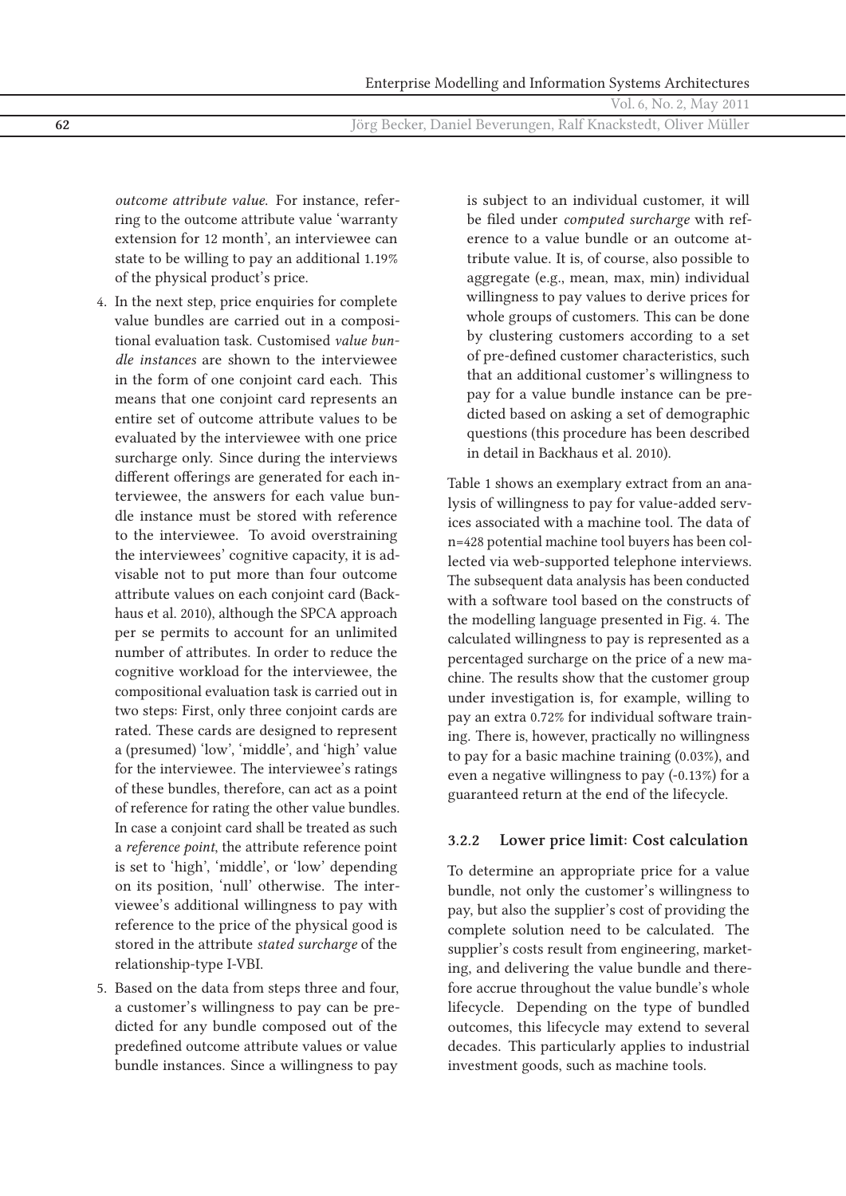*outcome attribute value*. For instance, referring to the outcome attribute value 'warranty extension for 12 month', an interviewee can state to be willing to pay an additional 1.19% of the physical product's price.

4. In the next step, price enquiries for complete value bundles are carried out in a compositional evaluation task. Customised *value bundle instances* are shown to the interviewee in the form of one conjoint card each. This means that one conjoint card represents an entire set of outcome attribute values to be evaluated by the interviewee with one price surcharge only. Since during the interviews different offerings are generated for each interviewee, the answers for each value bundle instance must be stored with reference to the interviewee. To avoid overstraining the interviewees' cognitive capacity, it is advisable not to put more than four outcome attribute values on each conjoint card (Backhaus et al. 2010), although the SPCA approach per se permits to account for an unlimited number of attributes. In order to reduce the cognitive workload for the interviewee, the compositional evaluation task is carried out in two steps: First, only three conjoint cards are rated. These cards are designed to represent a (presumed) 'low', 'middle', and 'high' value for the interviewee. The interviewee's ratings of these bundles, therefore, can act as a point of reference for rating the other value bundles. In case a conjoint card shall be treated as such a *reference point*, the attribute reference point is set to 'high', 'middle', or 'low' depending on its position, 'null' otherwise. The interviewee's additional willingness to pay with reference to the price of the physical good is stored in the attribute *stated surcharge* of the relationship-type I-VBI.
5. Based on the data from steps three and four, a customer's willingness to pay can be predicted for any bundle composed out of the predefined outcome attribute values or value bundle instances. Since a willingness to pay is subject to an individual customer, it will be filed under *computed surcharge* with reference to a value bundle or an outcome attribute value. It is, of course, also possible to aggregate (e.g., mean, max, min) individual willingness to pay values to derive prices for whole groups of customers. This can be done by clustering customers according to a set of pre-defined customer characteristics, such that an additional customer's willingness to pay for a value bundle instance can be predicted based on asking a set of demographic questions (this procedure has been described in detail in Backhaus et al. 2010).

Table 1 shows an exemplary extract from an analysis of willingness to pay for value-added services associated with a machine tool. The data of n=428 potential machine tool buyers has been collected via web-supported telephone interviews. The subsequent data analysis has been conducted with a software tool based on the constructs of the modelling language presented in Fig. 4. The calculated willingness to pay is represented as a percentaged surcharge on the price of a new machine. The results show that the customer group under investigation is, for example, willing to pay an extra 0.72% for individual software training. There is, however, practically no willingness to pay for a basic machine training (0.03%), and even a negative willingness to pay (-0.13%) for a guaranteed return at the end of the lifecycle.

### 3.2.2 Lower price limit: Cost calculation

To determine an appropriate price for a value bundle, not only the customer's willingness to pay, but also the supplier's cost of providing the complete solution need to be calculated. The supplier's costs result from engineering, marketing, and delivering the value bundle and therefore accrue throughout the value bundle's whole lifecycle. Depending on the type of bundled outcomes, this lifecycle may extend to several decades. This particularly applies to industrial investment goods, such as machine tools.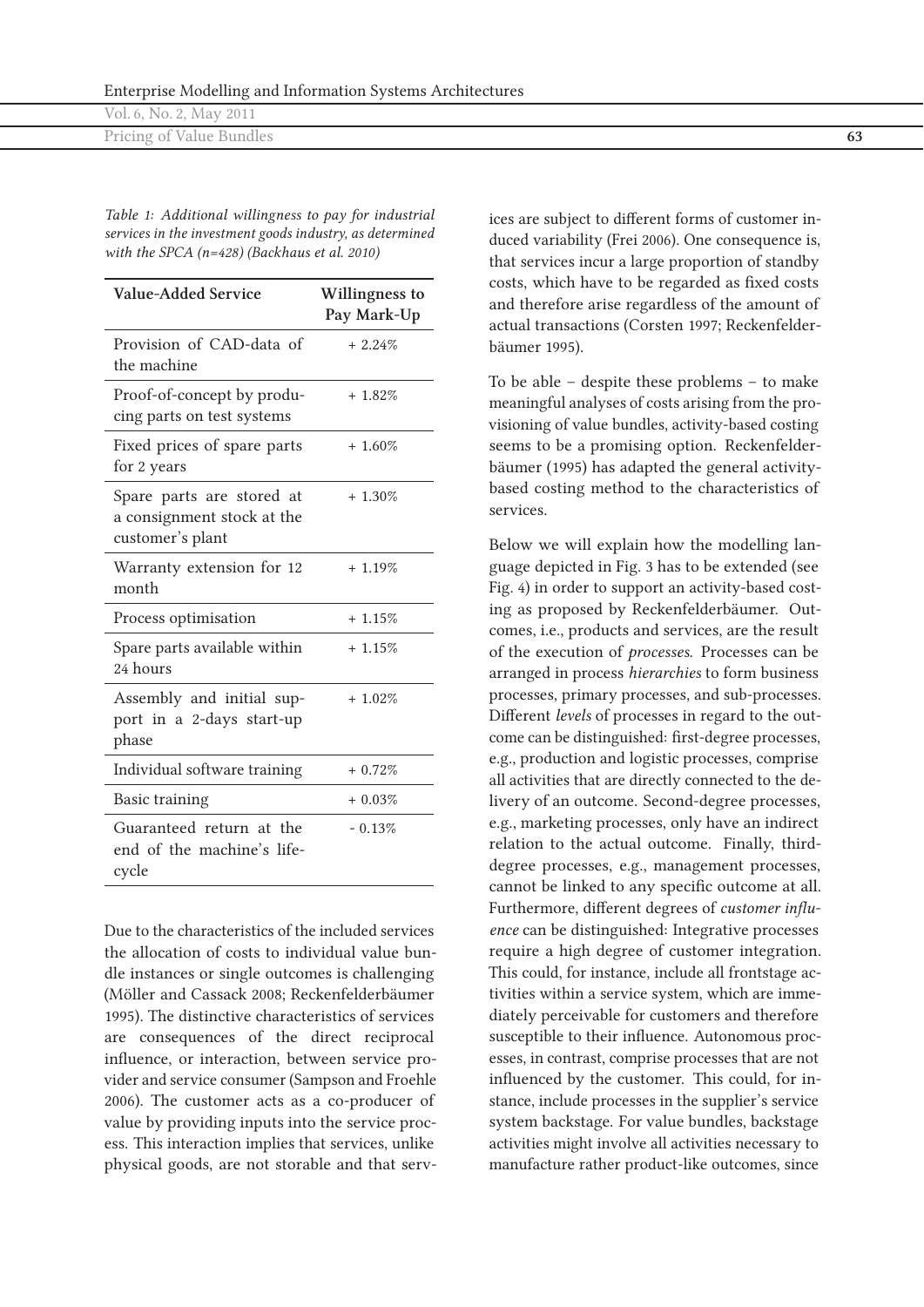*Table 1: Additional willingness to pay for industrial services in the investment goods industry, as determined with the SPCA (n=428) (Backhaus et al. 2010)*

| Value-Added Service | Willingness to Pay Mark-Up |
|---|---|
| Provision of CAD-data of the machine | + 2.24% |
| Proof-of-concept by producing parts on test systems | + 1.82% |
| Fixed prices of spare parts for 2 years | + 1.60% |
| Spare parts are stored at a consignment stock at the customer's plant | + 1.30% |
| Warranty extension for 12 month | + 1.19% |
| Process optimisation | + 1.15% |
| Spare parts available within 24 hours | + 1.15% |
| Assembly and initial support in a 2-days start-up phase | + 1.02% |
| Individual software training | + 0.72% |
| Basic training | + 0.03% |
| Guaranteed return at the end of the machine's lifecycle | - 0.13% |

Due to the characteristics of the included services the allocation of costs to individual value bundle instances or single outcomes is challenging (Möller and Cassack 2008; Reckenfelderbäumer 1995). The distinctive characteristics of services are consequences of the direct reciprocal influence, or interaction, between service provider and service consumer (Sampson and Froehle 2006). The customer acts as a co-producer of value by providing inputs into the service process. This interaction implies that services, unlike physical goods, are not storable and that services are subject to different forms of customer induced variability (Frei 2006). One consequence is, that services incur a large proportion of standby costs, which have to be regarded as fixed costs and therefore arise regardless of the amount of actual transactions (Corsten 1997; Reckenfelderbäumer 1995).

To be able – despite these problems – to make meaningful analyses of costs arising from the provisioning of value bundles, activity-based costing seems to be a promising option. Reckenfelderbäumer (1995) has adapted the general activity-based costing method to the characteristics of services.

Below we will explain how the modelling language depicted in Fig. 3 has to be extended (see Fig. 4) in order to support an activity-based costing as proposed by Reckenfelderbäumer. Outcomes, i.e., products and services, are the result of the execution of *processes*. Processes can be arranged in process *hierarchies* to form business processes, primary processes, and sub-processes. Different *levels* of processes in regard to the outcome can be distinguished: first-degree processes, e.g., production and logistic processes, comprise all activities that are directly connected to the delivery of an outcome. Second-degree processes, e.g., marketing processes, only have an indirect relation to the actual outcome. Finally, third-degree processes, e.g., management processes, cannot be linked to any specific outcome at all. Furthermore, different degrees of *customer influence* can be distinguished: Integrative processes require a high degree of customer integration. This could, for instance, include all frontstage activities within a service system, which are immediately perceivable for customers and therefore susceptible to their influence. Autonomous processes, in contrast, comprise processes that are not influenced by the customer. This could, for instance, include processes in the supplier's service system backstage. For value bundles, backstage activities might involve all activities necessary to manufacture rather product-like outcomes, since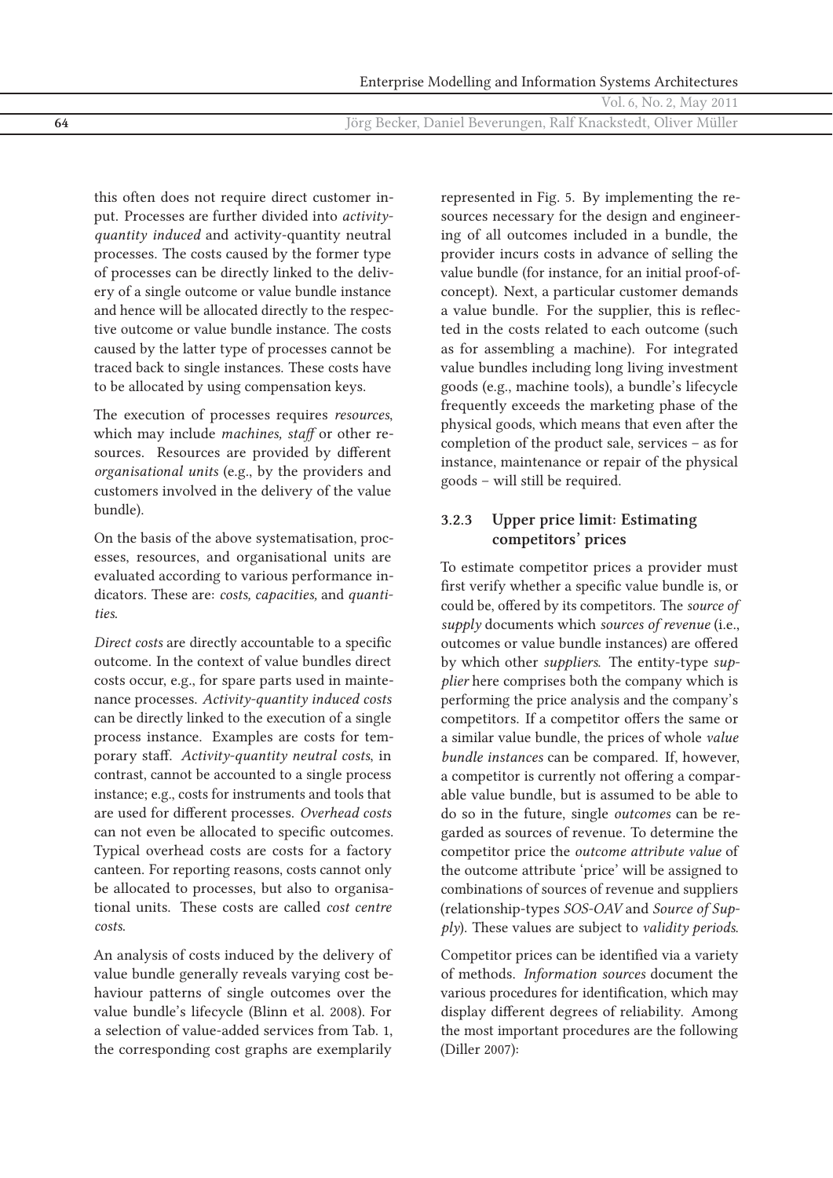this often does not require direct customer input. Processes are further divided into *activity-quantity induced* and activity-quantity neutral processes. The costs caused by the former type of processes can be directly linked to the delivery of a single outcome or value bundle instance and hence will be allocated directly to the respective outcome or value bundle instance. The costs caused by the latter type of processes cannot be traced back to single instances. These costs have to be allocated by using compensation keys.

The execution of processes requires *resources*, which may include *machines, staff* or other resources. Resources are provided by different *organisational units* (e.g., by the providers and customers involved in the delivery of the value bundle).

On the basis of the above systematisation, processes, resources, and organisational units are evaluated according to various performance indicators. These are: *costs, capacities,* and *quantities*.

*Direct costs* are directly accountable to a specific outcome. In the context of value bundles direct costs occur, e.g., for spare parts used in maintenance processes. *Activity-quantity induced costs* can be directly linked to the execution of a single process instance. Examples are costs for temporary staff. *Activity-quantity neutral costs*, in contrast, cannot be accounted to a single process instance; e.g., costs for instruments and tools that are used for different processes. *Overhead costs* can not even be allocated to specific outcomes. Typical overhead costs are costs for a factory canteen. For reporting reasons, costs cannot only be allocated to processes, but also to organisational units. These costs are called *cost centre costs*.

An analysis of costs induced by the delivery of value bundle generally reveals varying cost behaviour patterns of single outcomes over the value bundle's lifecycle (Blinn et al. 2008). For a selection of value-added services from Tab. 1, the corresponding cost graphs are exemplarily represented in Fig. 5. By implementing the resources necessary for the design and engineering of all outcomes included in a bundle, the provider incurs costs in advance of selling the value bundle (for instance, for an initial proof-of-concept). Next, a particular customer demands a value bundle. For the supplier, this is reflected in the costs related to each outcome (such as for assembling a machine). For integrated value bundles including long living investment goods (e.g., machine tools), a bundle's lifecycle frequently exceeds the marketing phase of the physical goods, which means that even after the completion of the product sale, services – as for instance, maintenance or repair of the physical goods – will still be required.

### 3.2.3 Upper price limit: Estimating competitors' prices

To estimate competitor prices a provider must first verify whether a specific value bundle is, or could be, offered by its competitors. The *source of supply* documents which *sources of revenue* (i.e., outcomes or value bundle instances) are offered by which other *suppliers*. The entity-type *supplier* here comprises both the company which is performing the price analysis and the company's competitors. If a competitor offers the same or a similar value bundle, the prices of whole *value bundle instances* can be compared. If, however, a competitor is currently not offering a comparable value bundle, but is assumed to be able to do so in the future, single *outcomes* can be regarded as sources of revenue. To determine the competitor price the *outcome attribute value* of the outcome attribute 'price' will be assigned to combinations of sources of revenue and suppliers (relationship-types *SOS-OAV* and *Source of Supply*). These values are subject to *validity periods*.

Competitor prices can be identified via a variety of methods. *Information sources* document the various procedures for identification, which may display different degrees of reliability. Among the most important procedures are the following (Diller 2007):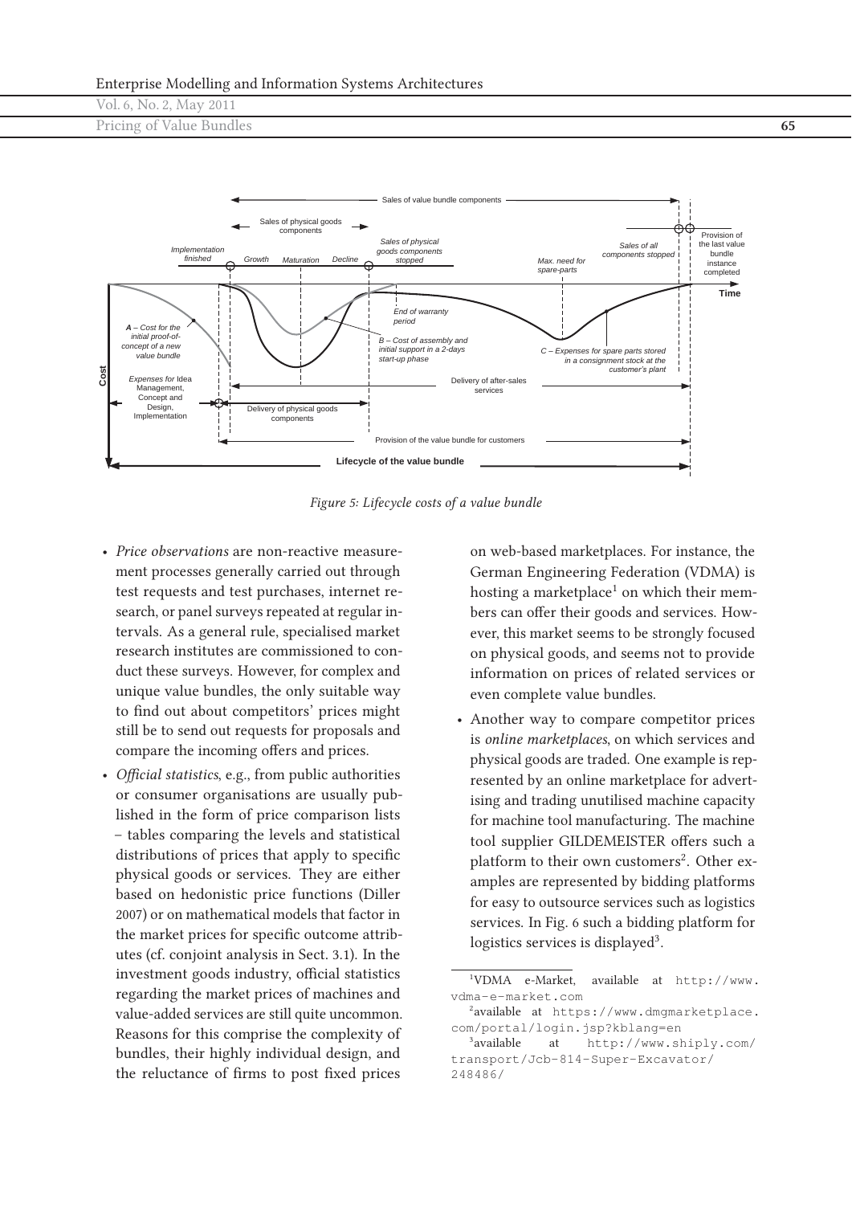Figure 5: Lifecycle costs of a value bundle

- *Price observations* are non-reactive measurement processes generally carried out through test requests and test purchases, internet research, or panel surveys repeated at regular intervals. As a general rule, specialised market research institutes are commissioned to conduct these surveys. However, for complex and unique value bundles, the only suitable way to find out about competitors' prices might still be to send out requests for proposals and compare the incoming offers and prices.
- *Official statistics*, e.g., from public authorities or consumer organisations are usually published in the form of price comparison lists – tables comparing the levels and statistical distributions of prices that apply to specific physical goods or services. They are either based on hedonistic price functions (Diller 2007) or on mathematical models that factor in the market prices for specific outcome attributes (cf. conjoint analysis in Sect. 3.1). In the investment goods industry, official statistics regarding the market prices of machines and value-added services are still quite uncommon. Reasons for this comprise the complexity of bundles, their highly individual design, and the reluctance of firms to post fixed prices on web-based marketplaces. For instance, the German Engineering Federation (VDMA) is hosting a marketplace[1] on which their members can offer their goods and services. However, this market seems to be strongly focused on physical goods, and seems not to provide information on prices of related services or even complete value bundles.
- Another way to compare competitor prices is *online marketplaces*, on which services and physical goods are traded. One example is represented by an online marketplace for advertising and trading unutilised machine capacity for machine tool manufacturing. The machine tool supplier GILDEMEISTER offers such a platform to their own customers[2]. Other examples are represented by bidding platforms for easy to outsource services such as logistics services. In Fig. 6 such a bidding platform for logistics services is displayed[3].

[1] VDMA e-Market, available at http://www.vdma-e-market.com

[2] available at https://www.dmgmarketplace.com/portal/login.jsp?kblang=en

[3] available at http://www.shiply.com/transport/Jcb-814-Super-Excavator/248486/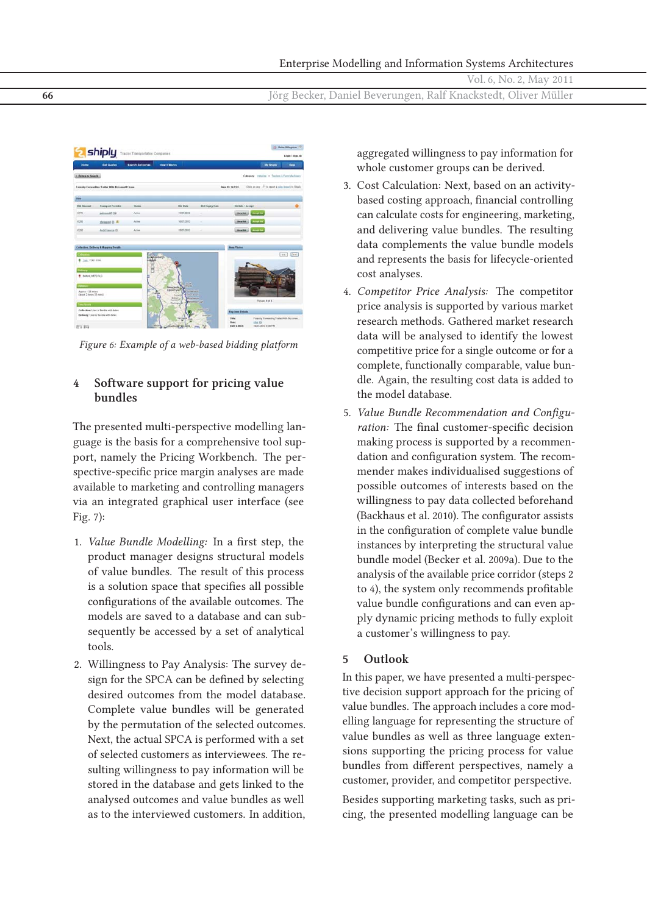Figure 6: Example of a web-based bidding platform

## 4 Software support for pricing value bundles

The presented multi-perspective modelling language is the basis for a comprehensive tool support, namely the Pricing Workbench. The perspective-specific price margin analyses are made available to marketing and controlling managers via an integrated graphical user interface (see Fig. 7):

1. *Value Bundle Modelling:* In a first step, the product manager designs structural models of value bundles. The result of this process is a solution space that specifies all possible configurations of the available outcomes. The models are saved to a database and can subsequently be accessed by a set of analytical tools.
2. Willingness to Pay Analysis: The survey design for the SPCA can be defined by selecting desired outcomes from the model database. Complete value bundles will be generated by the permutation of the selected outcomes. Next, the actual SPCA is performed with a set of selected customers as interviewees. The resulting willingness to pay information will be stored in the database and gets linked to the analysed outcomes and value bundles as well as to the interviewed customers. In addition, aggregated willingness to pay information for whole customer groups can be derived.
3. Cost Calculation: Next, based on an activity-based costing approach, financial controlling can calculate costs for engineering, marketing, and delivering value bundles. The resulting data complements the value bundle models and represents the basis for lifecycle-oriented cost analyses.
4. *Competitor Price Analysis:* The competitor price analysis is supported by various market research methods. Gathered market research data will be analysed to identify the lowest competitive price for a single outcome or for a complete, functionally comparable, value bundle. Again, the resulting cost data is added to the model database.
5. *Value Bundle Recommendation and Configuration:* The final customer-specific decision making process is supported by a recommendation and configuration system. The recommender makes individualised suggestions of possible outcomes of interests based on the willingness to pay data collected beforehand (Backhaus et al. 2010). The configurator assists in the configuration of complete value bundle instances by interpreting the structural value bundle model (Becker et al. 2009a). Due to the analysis of the available price corridor (steps 2 to 4), the system only recommends profitable value bundle configurations and can even apply dynamic pricing methods to fully exploit a customer's willingness to pay.

## 5 Outlook

In this paper, we have presented a multi-perspective decision support approach for the pricing of value bundles. The approach includes a core modelling language for representing the structure of value bundles as well as three language extensions supporting the pricing process for value bundles from different perspectives, namely a customer, provider, and competitor perspective.

Besides supporting marketing tasks, such as pricing, the presented modelling language can be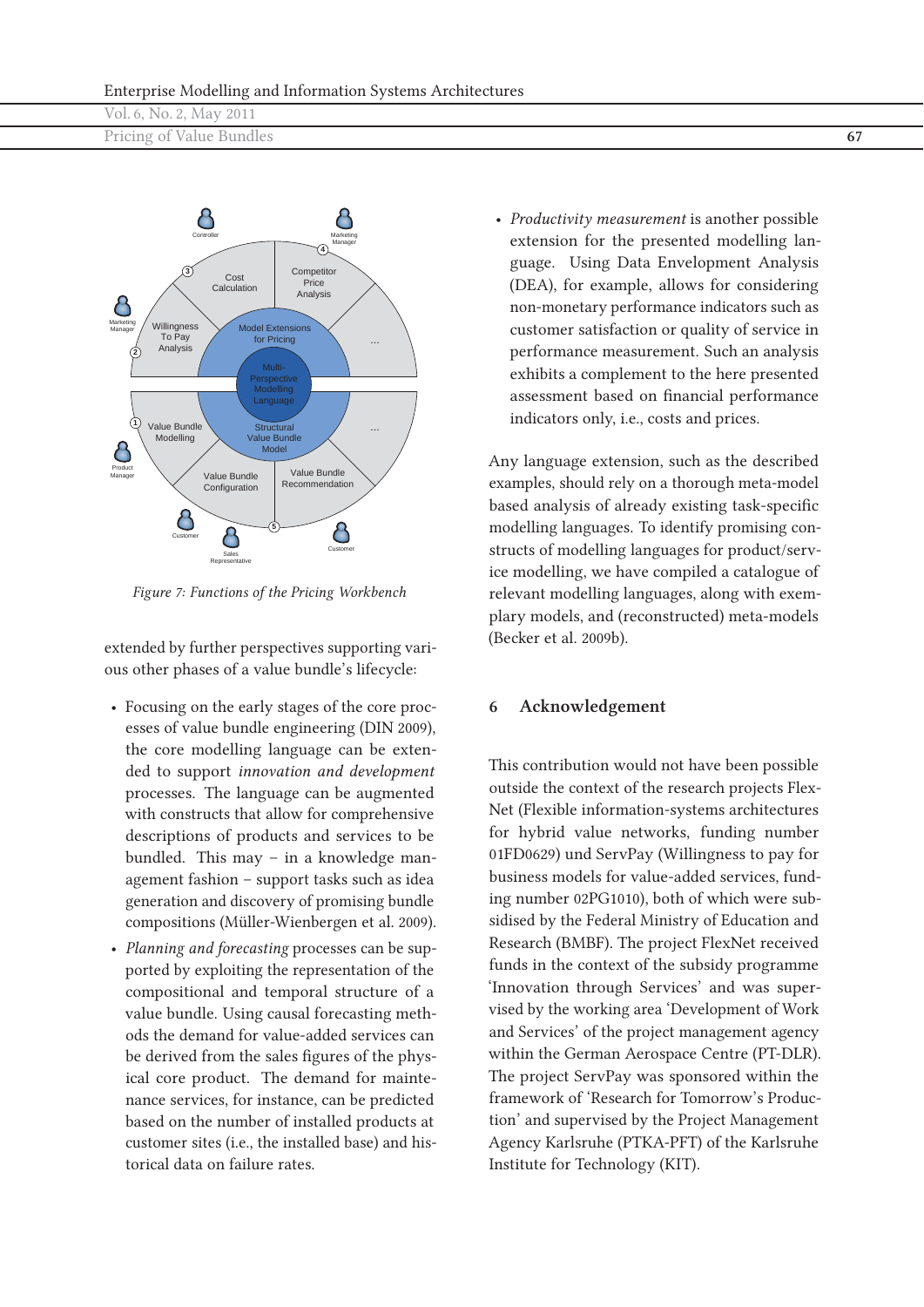*Figure 7: Functions of the Pricing Workbench*

extended by further perspectives supporting various other phases of a value bundle's lifecycle:

- Focusing on the early stages of the core processes of value bundle engineering (DIN 2009), the core modelling language can be extended to support *innovation and development* processes. The language can be augmented with constructs that allow for comprehensive descriptions of products and services to be bundled. This may – in a knowledge management fashion – support tasks such as idea generation and discovery of promising bundle compositions (Müller-Wienbergen et al. 2009).
- *Planning and forecasting* processes can be supported by exploiting the representation of the compositional and temporal structure of a value bundle. Using causal forecasting methods the demand for value-added services can be derived from the sales figures of the physical core product. The demand for maintenance services, for instance, can be predicted based on the number of installed products at customer sites (i.e., the installed base) and historical data on failure rates.
- *Productivity measurement* is another possible extension for the presented modelling language. Using Data Envelopment Analysis (DEA), for example, allows for considering non-monetary performance indicators such as customer satisfaction or quality of service in performance measurement. Such an analysis exhibits a complement to the here presented assessment based on financial performance indicators only, i.e., costs and prices.

Any language extension, such as the described examples, should rely on a thorough meta-model based analysis of already existing task-specific modelling languages. To identify promising constructs of modelling languages for product/service modelling, we have compiled a catalogue of relevant modelling languages, along with exemplary models, and (reconstructed) meta-models (Becker et al. 2009b).

## 6 Acknowledgement

This contribution would not have been possible outside the context of the research projects FlexNet (Flexible information-systems architectures for hybrid value networks, funding number 01FD0629) und ServPay (Willingness to pay for business models for value-added services, funding number 02PG1010), both of which were subsidised by the Federal Ministry of Education and Research (BMBF). The project FlexNet received funds in the context of the subsidy programme 'Innovation through Services' and was supervised by the working area 'Development of Work and Services' of the project management agency within the German Aerospace Centre (PT-DLR). The project ServPay was sponsored within the framework of 'Research for Tomorrow's Production' and supervised by the Project Management Agency Karlsruhe (PTKA-PFT) of the Karlsruhe Institute for Technology (KIT).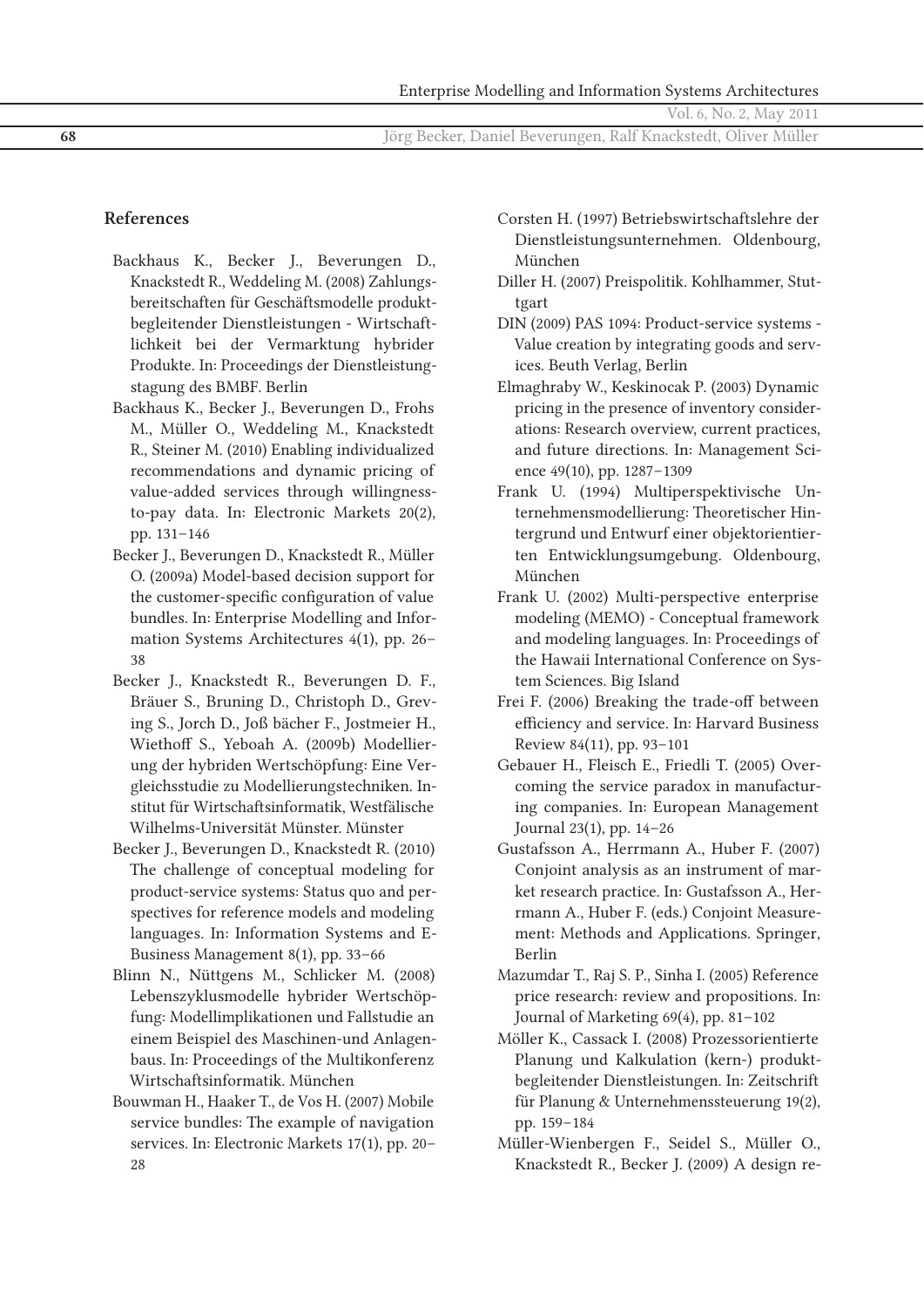## References

Backhaus K., Becker J., Beverungen D., Knackstedt R., Weddeling M. (2008) Zahlungsbereitschaften für Geschäftsmodelle produktbegleitender Dienstleistungen - Wirtschaftlichkeit bei der Vermarktung hybrider Produkte. In: Proceedings der Dienstleistungstagung des BMBF. Berlin

Backhaus K., Becker J., Beverungen D., Frohs M., Müller O., Weddeling M., Knackstedt R., Steiner M. (2010) Enabling individualized recommendations and dynamic pricing of value-added services through willingness-to-pay data. In: Electronic Markets 20(2), pp. 131–146

Becker J., Beverungen D., Knackstedt R., Müller O. (2009a) Model-based decision support for the customer-specific configuration of value bundles. In: Enterprise Modelling and Information Systems Architectures 4(1), pp. 26–38

Becker J., Knackstedt R., Beverungen D. F., Bräuer S., Bruning D., Christoph D., Greving S., Jorch D., Joß bächer F., Jostmeier H., Wiethoff S., Yeboah A. (2009b) Modellierung der hybriden Wertschöpfung: Eine Vergleichsstudie zu Modellierungstechniken. Institut für Wirtschaftsinformatik, Westfälische Wilhelms-Universität Münster. Münster

Becker J., Beverungen D., Knackstedt R. (2010) The challenge of conceptual modeling for product-service systems: Status quo and perspectives for reference models and modeling languages. In: Information Systems and E-Business Management 8(1), pp. 33–66

Blinn N., Nüttgens M., Schlicker M. (2008) Lebenszyklusmodelle hybrider Wertschöpfung: Modellimplikationen und Fallstudie an einem Beispiel des Maschinen-und Anlagenbaus. In: Proceedings of the Multikonferenz Wirtschaftsinformatik. München

Bouwman H., Haaker T., de Vos H. (2007) Mobile service bundles: The example of navigation services. In: Electronic Markets 17(1), pp. 20–28

Corsten H. (1997) Betriebswirtschaftslehre der Dienstleistungsunternehmen. Oldenbourg, München

Diller H. (2007) Preispolitik. Kohlhammer, Stuttgart

DIN (2009) PAS 1094: Product-service systems - Value creation by integrating goods and services. Beuth Verlag, Berlin

Elmaghraby W., Keskinocak P. (2003) Dynamic pricing in the presence of inventory considerations: Research overview, current practices, and future directions. In: Management Science 49(10), pp. 1287–1309

Frank U. (1994) Multiperspektivische Unternehmensmodellierung: Theoretischer Hintergrund und Entwurf einer objektorientierten Entwicklungsumgebung. Oldenbourg, München

Frank U. (2002) Multi-perspective enterprise modeling (MEMO) - Conceptual framework and modeling languages. In: Proceedings of the Hawaii International Conference on System Sciences. Big Island

Frei F. (2006) Breaking the trade-off between efficiency and service. In: Harvard Business Review 84(11), pp. 93–101

Gebauer H., Fleisch E., Friedli T. (2005) Overcoming the service paradox in manufacturing companies. In: European Management Journal 23(1), pp. 14–26

Gustafsson A., Herrmann A., Huber F. (2007) Conjoint analysis as an instrument of market research practice. In: Gustafsson A., Herrmann A., Huber F. (eds.) Conjoint Measurement: Methods and Applications. Springer, Berlin

Mazumdar T., Raj S. P., Sinha I. (2005) Reference price research: review and propositions. In: Journal of Marketing 69(4), pp. 81–102

Möller K., Cassack I. (2008) Prozessorientierte Planung und Kalkulation (kern-) produktbegleitender Dienstleistungen. In: Zeitschrift für Planung & Unternehmenssteuerung 19(2), pp. 159–184

Müller-Wienbergen F., Seidel S., Müller O., Knackstedt R., Becker J. (2009) A design re-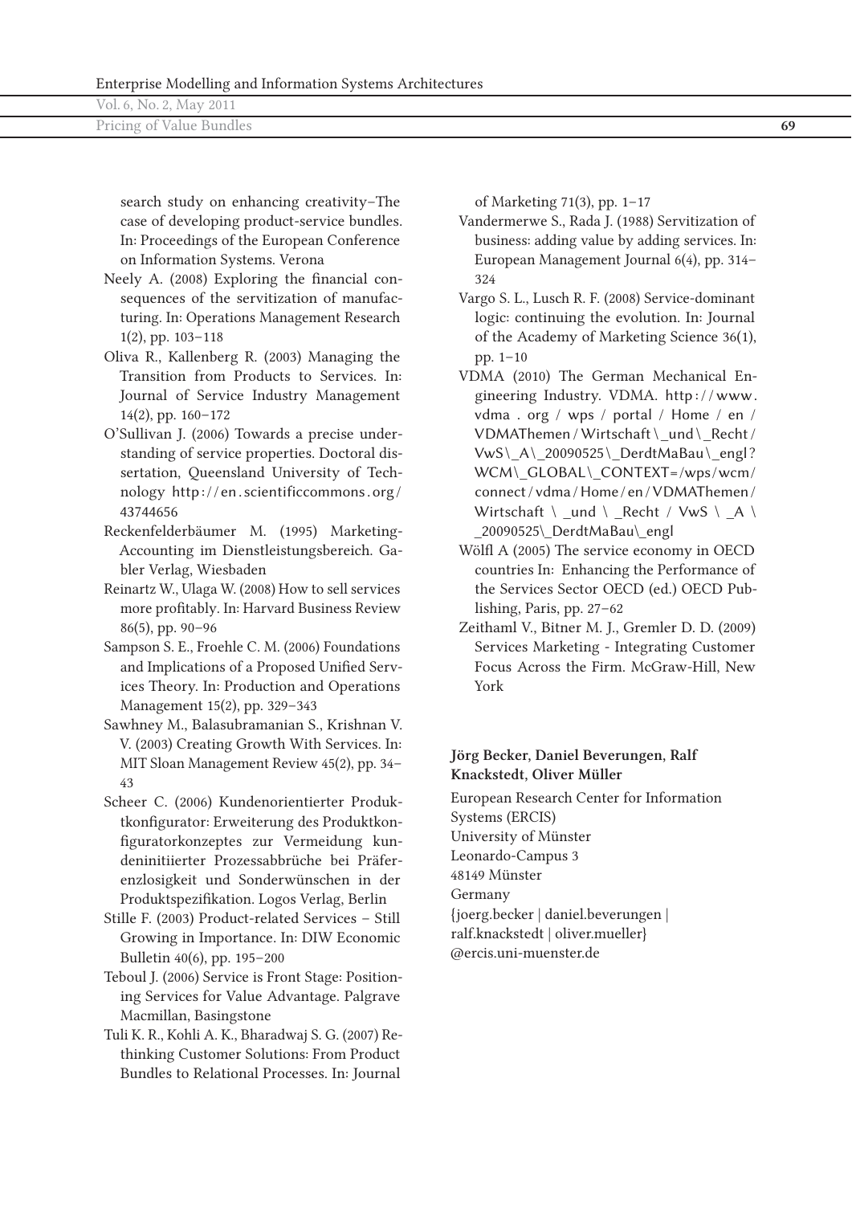search study on enhancing creativity–The case of developing product-service bundles. In: Proceedings of the European Conference on Information Systems. Verona

Neely A. (2008) Exploring the financial consequences of the servitization of manufacturing. In: Operations Management Research 1(2), pp. 103–118

Oliva R., Kallenberg R. (2003) Managing the Transition from Products to Services. In: Journal of Service Industry Management 14(2), pp. 160–172

O'Sullivan J. (2006) Towards a precise understanding of service properties. Doctoral dissertation, Queensland University of Technology http://en.scientificcommons.org/43744656

Reckenfelderbäumer M. (1995) Marketing-Accounting im Dienstleistungsbereich. Gabler Verlag, Wiesbaden

Reinartz W., Ulaga W. (2008) How to sell services more profitably. In: Harvard Business Review 86(5), pp. 90–96

Sampson S. E., Froehle C. M. (2006) Foundations and Implications of a Proposed Unified Services Theory. In: Production and Operations Management 15(2), pp. 329–343

Sawhney M., Balasubramanian S., Krishnan V. V. (2003) Creating Growth With Services. In: MIT Sloan Management Review 45(2), pp. 34–43

Scheer C. (2006) Kundenorientierter Produktkonfigurator: Erweiterung des Produktkonfiguratorkonzeptes zur Vermeidung kundeninitiierter Prozessabbrüche bei Präferenzlosigkeit und Sonderwünschen in der Produktspezifikation. Logos Verlag, Berlin

Stille F. (2003) Product-related Services – Still Growing in Importance. In: DIW Economic Bulletin 40(6), pp. 195–200

Teboul J. (2006) Service is Front Stage: Positioning Services for Value Advantage. Palgrave Macmillan, Basingstone

Tuli K. R., Kohli A. K., Bharadwaj S. G. (2007) Rethinking Customer Solutions: From Product Bundles to Relational Processes. In: Journal of Marketing 71(3), pp. 1–17

Vandermerwe S., Rada J. (1988) Servitization of business: adding value by adding services. In: European Management Journal 6(4), pp. 314–324

Vargo S. L., Lusch R. F. (2008) Service-dominant logic: continuing the evolution. In: Journal of the Academy of Marketing Science 36(1), pp. 1–10

VDMA (2010) The German Mechanical Engineering Industry. VDMA. http://www.vdma.org/wps/portal/Home/en/VDMAThemen/Wirtschaft\_und\_Recht/VwS\_A\_20090525\_DerdtMaBau\_engl?WCM\_GLOBAL\_CONTEXT=/wps/wcm/connect/vdma/Home/en/VDMAThemen/Wirtschaft\_und\_Recht/VwS\_A\_20090525\_DerdtMaBau\_engl

Wölfl A (2005) The service economy in OECD countries In: Enhancing the Performance of the Services Sector OECD (ed.) OECD Publishing, Paris, pp. 27–62

Zeithaml V., Bitner M. J., Gremler D. D. (2009) Services Marketing - Integrating Customer Focus Across the Firm. McGraw-Hill, New York

**Jörg Becker, Daniel Beverungen, Ralf Knackstedt, Oliver Müller**

European Research Center for Information Systems (ERCIS)
University of Münster
Leonardo-Campus 3
48149 Münster
Germany
{joerg.becker | daniel.beverungen | ralf.knackstedt | oliver.mueller}
@ercis.uni-muenster.de